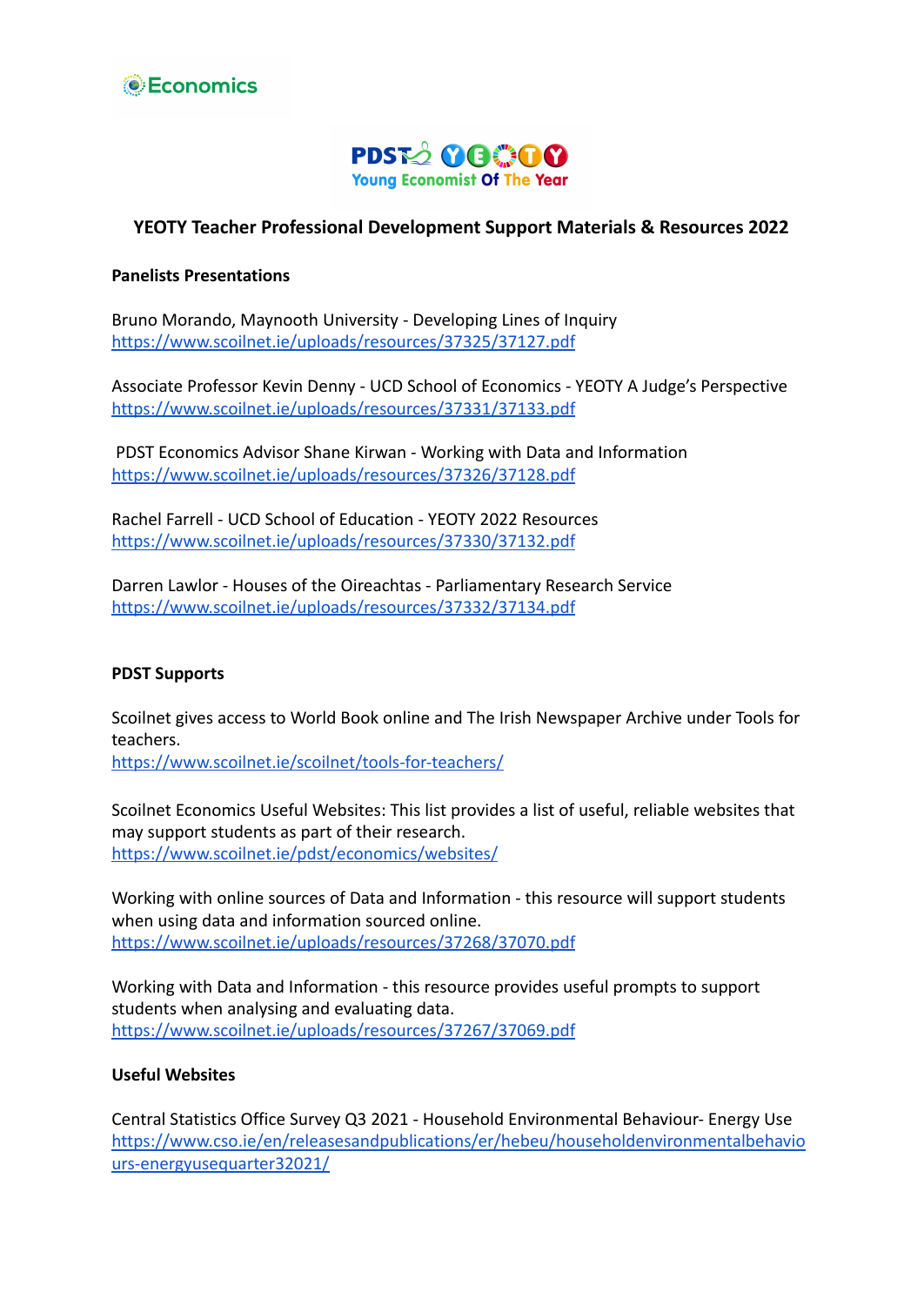Economics

PDST YEOTY Young Economist Of The Year

# YEOTY Teacher Professional Development Support Materials & Resources 2022

## Panelists Presentations

Bruno Morando, Maynooth University - Developing Lines of Inquiry
https://www.scoilnet.ie/uploads/resources/37325/37127.pdf

Associate Professor Kevin Denny - UCD School of Economics - YEOTY A Judge's Perspective
https://www.scoilnet.ie/uploads/resources/37331/37133.pdf

PDST Economics Advisor Shane Kirwan - Working with Data and Information
https://www.scoilnet.ie/uploads/resources/37326/37128.pdf

Rachel Farrell - UCD School of Education - YEOTY 2022 Resources
https://www.scoilnet.ie/uploads/resources/37330/37132.pdf

Darren Lawlor - Houses of the Oireachtas - Parliamentary Research Service
https://www.scoilnet.ie/uploads/resources/37332/37134.pdf

## PDST Supports

Scoilnet gives access to World Book online and The Irish Newspaper Archive under Tools for teachers.
https://www.scoilnet.ie/scoilnet/tools-for-teachers/

Scoilnet Economics Useful Websites: This list provides a list of useful, reliable websites that may support students as part of their research.
https://www.scoilnet.ie/pdst/economics/websites/

Working with online sources of Data and Information - this resource will support students when using data and information sourced online.
https://www.scoilnet.ie/uploads/resources/37268/37070.pdf

Working with Data and Information - this resource provides useful prompts to support students when analysing and evaluating data.
https://www.scoilnet.ie/uploads/resources/37267/37069.pdf

## Useful Websites

Central Statistics Office Survey Q3 2021 - Household Environmental Behaviour- Energy Use
https://www.cso.ie/en/releasesandpublications/er/hebeu/householdenvironmentalbehaviours-energyusequarter32021/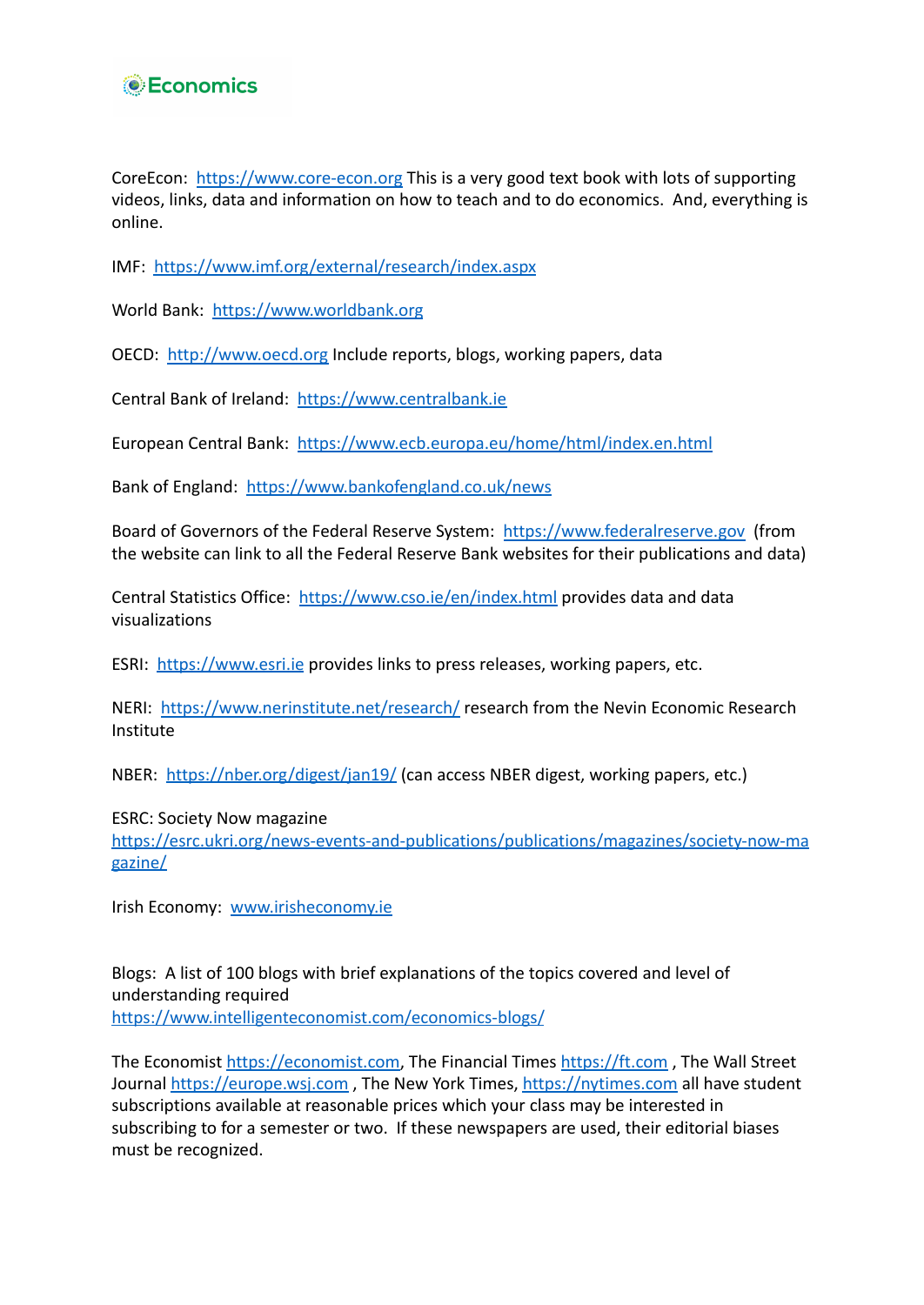Economics

CoreEcon: https://www.core-econ.org This is a very good text book with lots of supporting videos, links, data and information on how to teach and to do economics. And, everything is online.

IMF: https://www.imf.org/external/research/index.aspx

World Bank: https://www.worldbank.org

OECD: http://www.oecd.org Include reports, blogs, working papers, data

Central Bank of Ireland: https://www.centralbank.ie

European Central Bank: https://www.ecb.europa.eu/home/html/index.en.html

Bank of England: https://www.bankofengland.co.uk/news

Board of Governors of the Federal Reserve System: https://www.federalreserve.gov (from the website can link to all the Federal Reserve Bank websites for their publications and data)

Central Statistics Office: https://www.cso.ie/en/index.html provides data and data visualizations

ESRI: https://www.esri.ie provides links to press releases, working papers, etc.

NERI: https://www.nerinstitute.net/research/ research from the Nevin Economic Research Institute

NBER: https://nber.org/digest/jan19/ (can access NBER digest, working papers, etc.)

ESRC: Society Now magazine
https://esrc.ukri.org/news-events-and-publications/publications/magazines/society-now-magazine/

Irish Economy: www.irisheconomy.ie

Blogs: A list of 100 blogs with brief explanations of the topics covered and level of understanding required
https://www.intelligenteconomist.com/economics-blogs/

The Economist https://economist.com, The Financial Times https://ft.com , The Wall Street Journal https://europe.wsj.com , The New York Times, https://nytimes.com all have student subscriptions available at reasonable prices which your class may be interested in subscribing to for a semester or two. If these newspapers are used, their editorial biases must be recognized.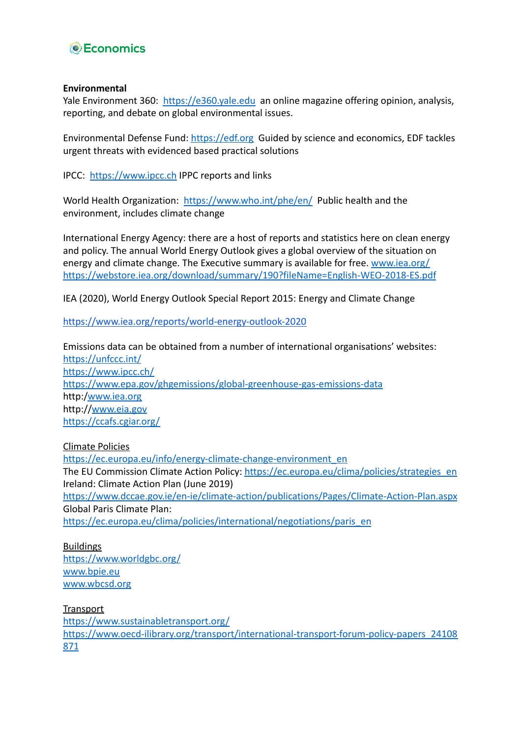**Environmental**

Yale Environment 360: https://e360.yale.edu an online magazine offering opinion, analysis, reporting, and debate on global environmental issues.

Environmental Defense Fund: https://edf.org Guided by science and economics, EDF tackles urgent threats with evidenced based practical solutions

IPCC: https://www.ipcc.ch IPPC reports and links

World Health Organization: https://www.who.int/phe/en/ Public health and the environment, includes climate change

International Energy Agency: there are a host of reports and statistics here on clean energy and policy. The annual World Energy Outlook gives a global overview of the situation on energy and climate change. The Executive summary is available for free. www.iea.org/
https://webstore.iea.org/download/summary/190?fileName=English-WEO-2018-ES.pdf

IEA (2020), World Energy Outlook Special Report 2015: Energy and Climate Change

https://www.iea.org/reports/world-energy-outlook-2020

Emissions data can be obtained from a number of international organisations' websites:
https://unfccc.int/
https://www.ipcc.ch/
https://www.epa.gov/ghgemissions/global-greenhouse-gas-emissions-data
http:/www.iea.org
http://www.eia.gov
https://ccafs.cgiar.org/

Climate Policies
https://ec.europa.eu/info/energy-climate-change-environment_en
The EU Commission Climate Action Policy: https://ec.europa.eu/clima/policies/strategies_en
Ireland: Climate Action Plan (June 2019)
https://www.dccae.gov.ie/en-ie/climate-action/publications/Pages/Climate-Action-Plan.aspx
Global Paris Climate Plan:
https://ec.europa.eu/clima/policies/international/negotiations/paris_en

Buildings
https://www.worldgbc.org/
www.bpie.eu
www.wbcsd.org

Transport
https://www.sustainabletransport.org/
https://www.oecd-ilibrary.org/transport/international-transport-forum-policy-papers_24108871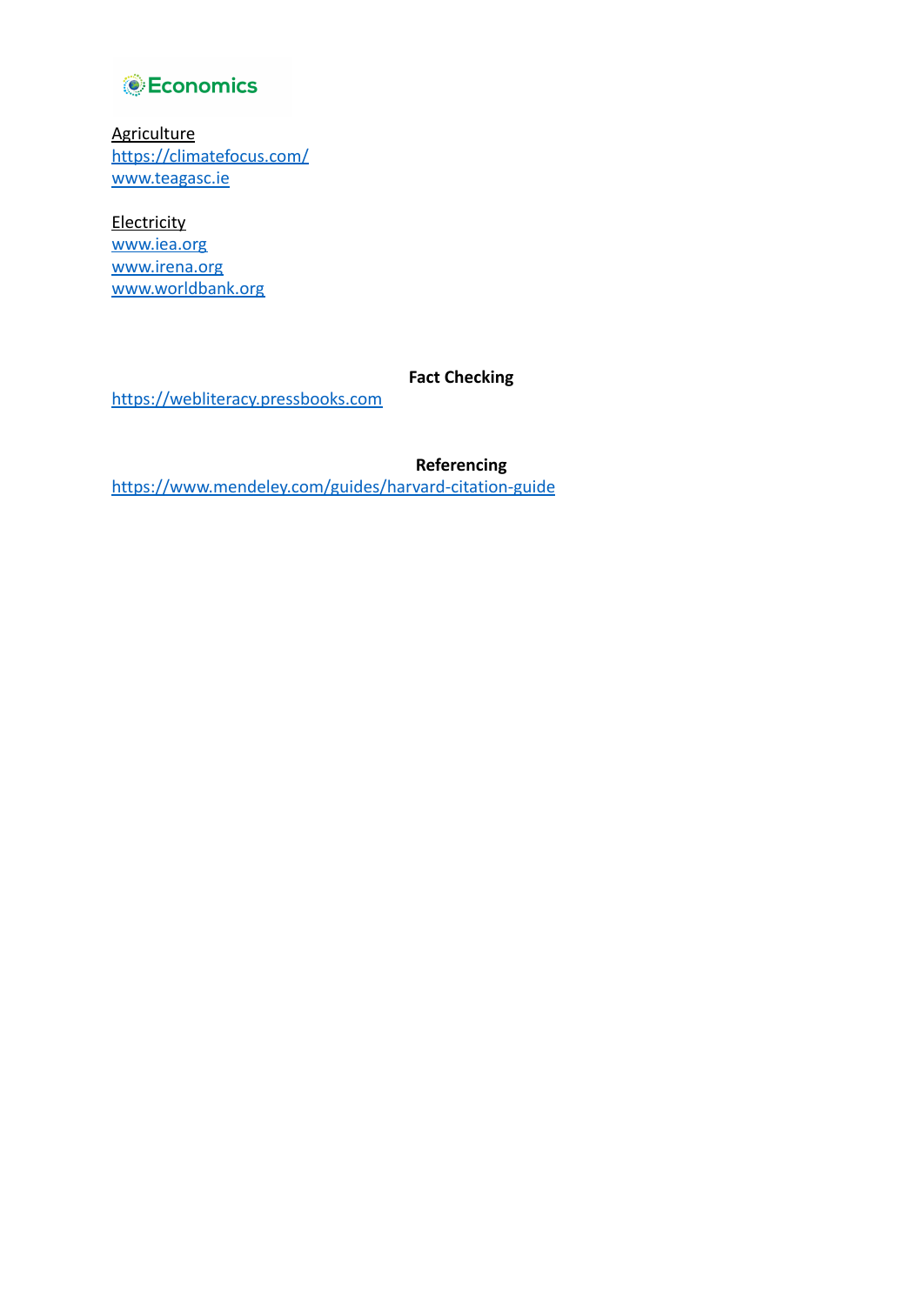Economics

Agriculture

https://climatefocus.com/

www.teagasc.ie

Electricity

www.iea.org

www.irena.org

www.worldbank.org

**Fact Checking**

https://webliteracy.pressbooks.com

**Referencing**

https://www.mendeley.com/guides/harvard-citation-guide